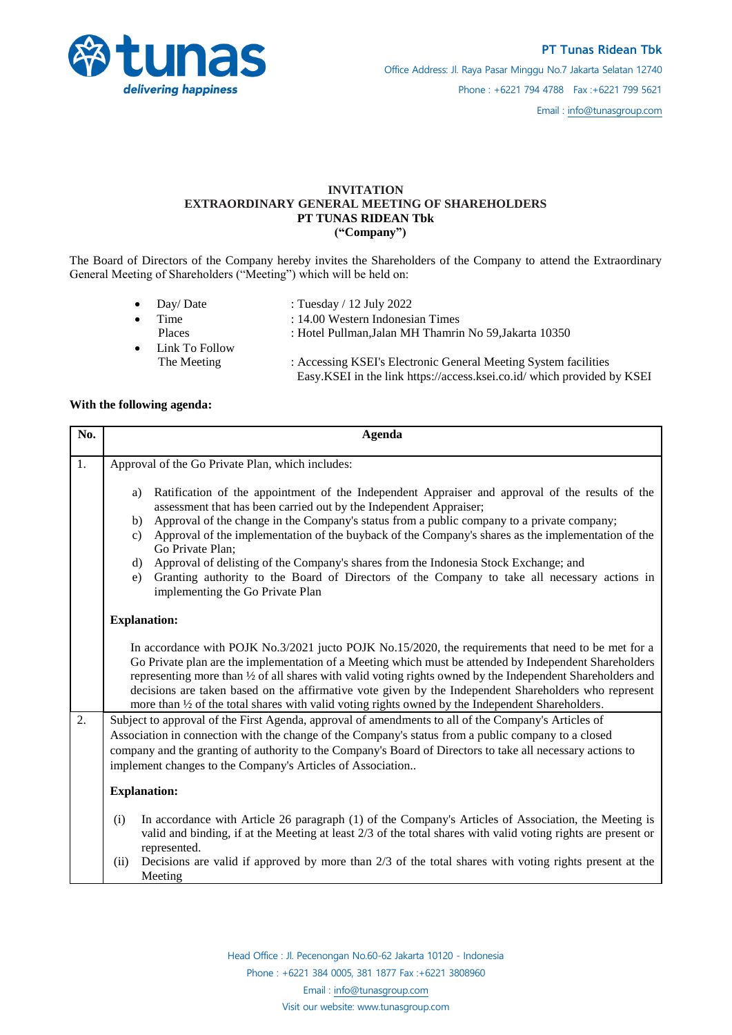**PT Tunas Ridean Tbk**

Office Address: Jl. Raya Pasar Minggu No.7 Jakarta Selatan 12740

Phone : +6221 794 4788 Fax :+6221 799 5621

Email : info@tunasgroup.com

**INVITATION**
**EXTRAORDINARY GENERAL MEETING OF SHAREHOLDERS**
**PT TUNAS RIDEAN Tbk**
**("Company")**

The Board of Directors of the Company hereby invites the Shareholders of the Company to attend the Extraordinary General Meeting of Shareholders ("Meeting") which will be held on:

- Day/ Date : Tuesday / 12 July 2022
- Time : 14.00 Western Indonesian Times
  Places : Hotel Pullman,Jalan MH Thamrin No 59,Jakarta 10350
- Link To Follow The Meeting : Accessing KSEI's Electronic General Meeting System facilities Easy.KSEI in the link https://access.ksei.co.id/ which provided by KSEI

**With the following agenda:**

| No. | Agenda |
|---|---|
| 1. | Approval of the Go Private Plan, which includes:<br><br>a) Ratification of the appointment of the Independent Appraiser and approval of the results of the assessment that has been carried out by the Independent Appraiser;<br>b) Approval of the change in the Company's status from a public company to a private company;<br>c) Approval of the implementation of the buyback of the Company's shares as the implementation of the Go Private Plan;<br>d) Approval of delisting of the Company's shares from the Indonesia Stock Exchange; and<br>e) Granting authority to the Board of Directors of the Company to take all necessary actions in implementing the Go Private Plan<br><br>**Explanation:**<br><br>In accordance with POJK No.3/2021 jucto POJK No.15/2020, the requirements that need to be met for a Go Private plan are the implementation of a Meeting which must be attended by Independent Shareholders representing more than ½ of all shares with valid voting rights owned by the Independent Shareholders and decisions are taken based on the affirmative vote given by the Independent Shareholders who represent more than ½ of the total shares with valid voting rights owned by the Independent Shareholders. |
| 2. | Subject to approval of the First Agenda, approval of amendments to all of the Company's Articles of Association in connection with the change of the Company's status from a public company to a closed company and the granting of authority to the Company's Board of Directors to take all necessary actions to implement changes to the Company's Articles of Association..<br><br>**Explanation:**<br><br>(i) In accordance with Article 26 paragraph (1) of the Company's Articles of Association, the Meeting is valid and binding, if at the Meeting at least 2/3 of the total shares with valid voting rights are present or represented.<br>(ii) Decisions are valid if approved by more than 2/3 of the total shares with voting rights present at the Meeting |

Head Office : Jl. Pecenongan No.60-62 Jakarta 10120 - Indonesia
Phone : +6221 384 0005, 381 1877 Fax :+6221 3808960
Email : info@tunasgroup.com
Visit our website: www.tunasgroup.com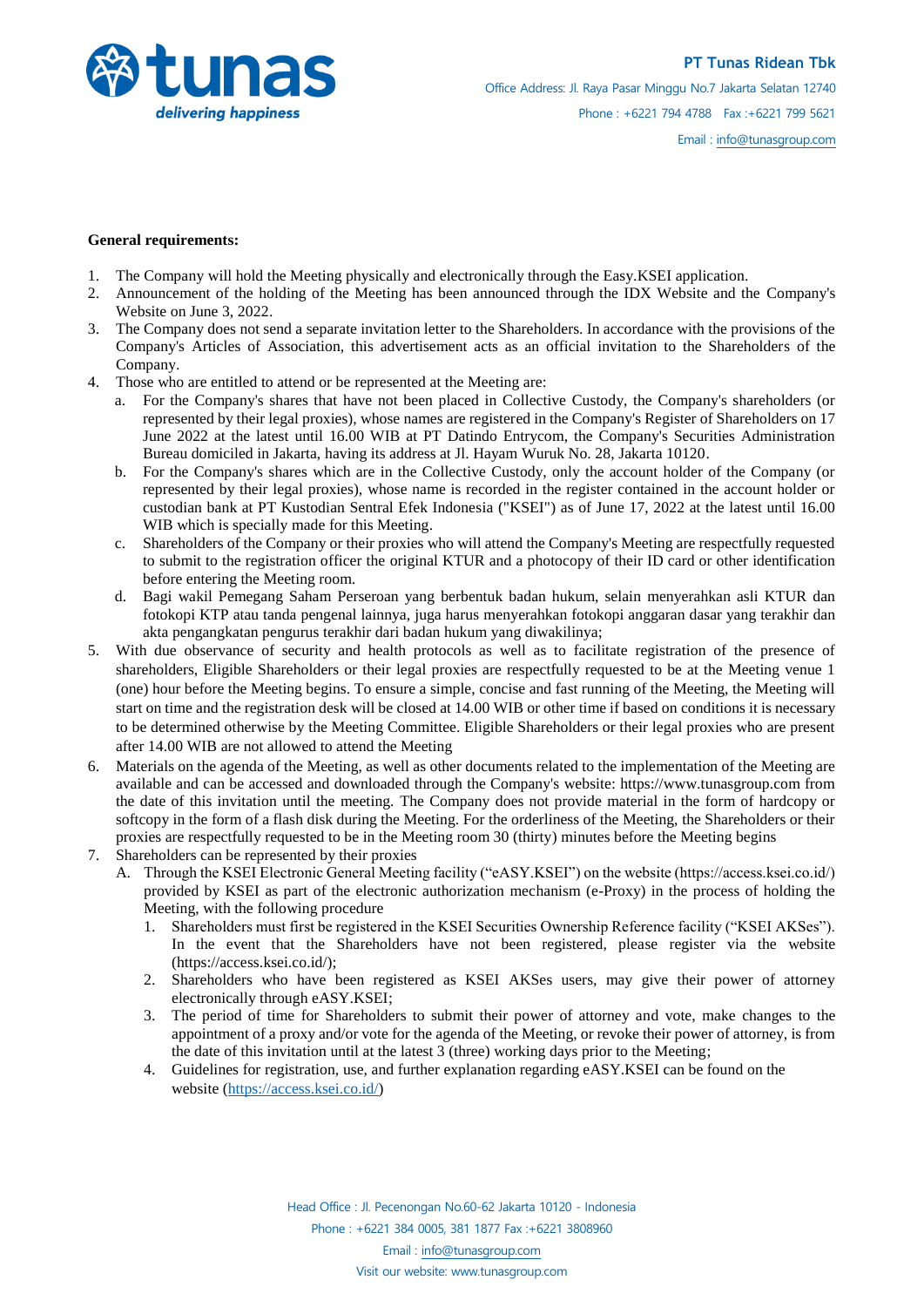**General requirements:**

1. The Company will hold the Meeting physically and electronically through the Easy.KSEI application.
2. Announcement of the holding of the Meeting has been announced through the IDX Website and the Company's Website on June 3, 2022.
3. The Company does not send a separate invitation letter to the Shareholders. In accordance with the provisions of the Company's Articles of Association, this advertisement acts as an official invitation to the Shareholders of the Company.
4. Those who are entitled to attend or be represented at the Meeting are:
   a. For the Company's shares that have not been placed in Collective Custody, the Company's shareholders (or represented by their legal proxies), whose names are registered in the Company's Register of Shareholders on 17 June 2022 at the latest until 16.00 WIB at PT Datindo Entrycom, the Company's Securities Administration Bureau domiciled in Jakarta, having its address at Jl. Hayam Wuruk No. 28, Jakarta 10120.
   b. For the Company's shares which are in the Collective Custody, only the account holder of the Company (or represented by their legal proxies), whose name is recorded in the register contained in the account holder or custodian bank at PT Kustodian Sentral Efek Indonesia ("KSEI") as of June 17, 2022 at the latest until 16.00 WIB which is specially made for this Meeting.
   c. Shareholders of the Company or their proxies who will attend the Company's Meeting are respectfully requested to submit to the registration officer the original KTUR and a photocopy of their ID card or other identification before entering the Meeting room.
   d. Bagi wakil Pemegang Saham Perseroan yang berbentuk badan hukum, selain menyerahkan asli KTUR dan fotokopi KTP atau tanda pengenal lainnya, juga harus menyerahkan fotokopi anggaran dasar yang terakhir dan akta pengangkatan pengurus terakhir dari badan hukum yang diwakilinya;
5. With due observance of security and health protocols as well as to facilitate registration of the presence of shareholders, Eligible Shareholders or their legal proxies are respectfully requested to be at the Meeting venue 1 (one) hour before the Meeting begins. To ensure a simple, concise and fast running of the Meeting, the Meeting will start on time and the registration desk will be closed at 14.00 WIB or other time if based on conditions it is necessary to be determined otherwise by the Meeting Committee. Eligible Shareholders or their legal proxies who are present after 14.00 WIB are not allowed to attend the Meeting
6. Materials on the agenda of the Meeting, as well as other documents related to the implementation of the Meeting are available and can be accessed and downloaded through the Company's website: https://www.tunasgroup.com from the date of this invitation until the meeting. The Company does not provide material in the form of hardcopy or softcopy in the form of a flash disk during the Meeting. For the orderliness of the Meeting, the Shareholders or their proxies are respectfully requested to be in the Meeting room 30 (thirty) minutes before the Meeting begins
7. Shareholders can be represented by their proxies
   A. Through the KSEI Electronic General Meeting facility ("eASY.KSEI") on the website (https://access.ksei.co.id/) provided by KSEI as part of the electronic authorization mechanism (e-Proxy) in the process of holding the Meeting, with the following procedure
      1. Shareholders must first be registered in the KSEI Securities Ownership Reference facility ("KSEI AKSes"). In the event that the Shareholders have not been registered, please register via the website (https://access.ksei.co.id/);
      2. Shareholders who have been registered as KSEI AKSes users, may give their power of attorney electronically through eASY.KSEI;
      3. The period of time for Shareholders to submit their power of attorney and vote, make changes to the appointment of a proxy and/or vote for the agenda of the Meeting, or revoke their power of attorney, is from the date of this invitation until at the latest 3 (three) working days prior to the Meeting;
      4. Guidelines for registration, use, and further explanation regarding eASY.KSEI can be found on the website (https://access.ksei.co.id/)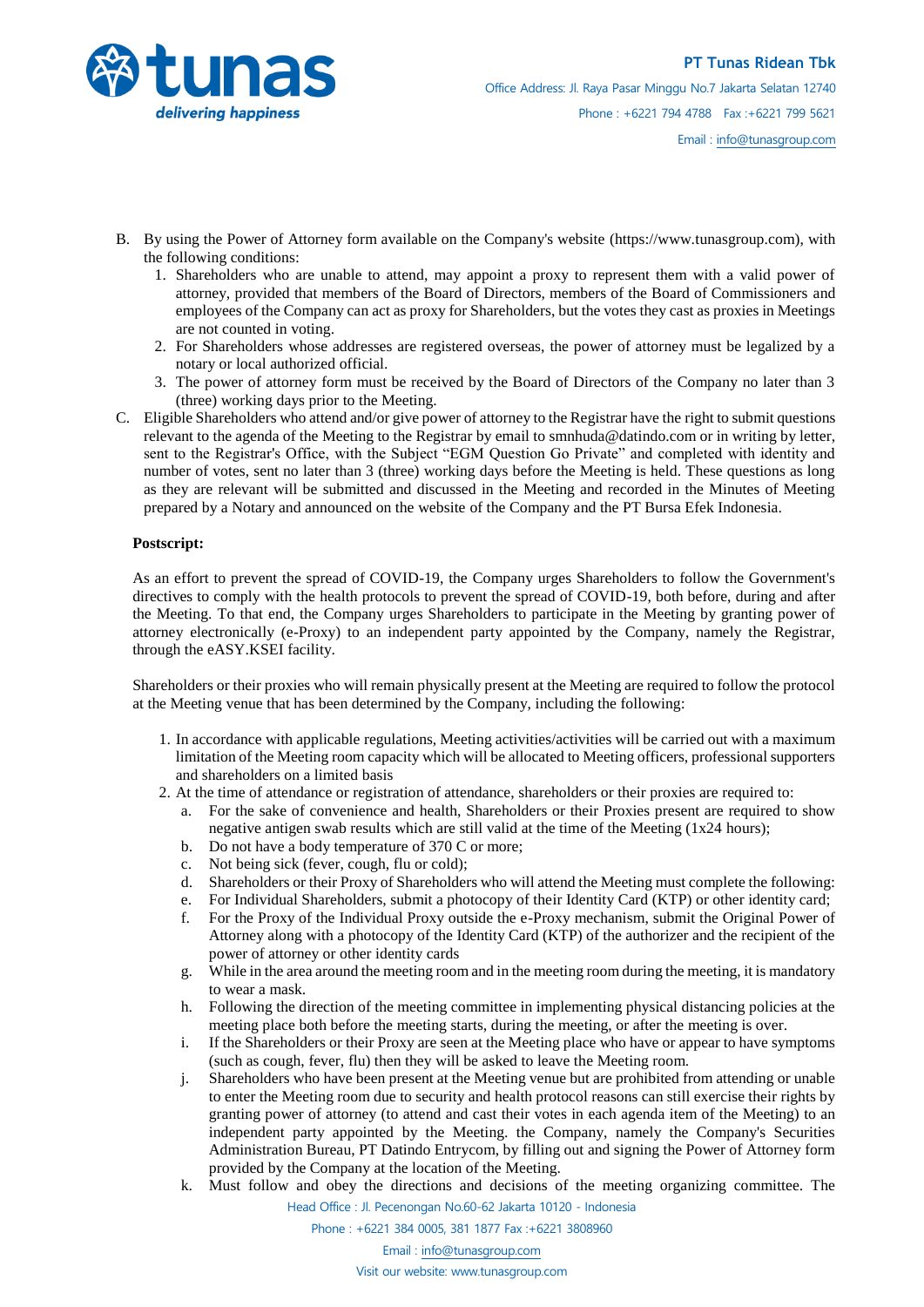B. By using the Power of Attorney form available on the Company's website (https://www.tunasgroup.com), with the following conditions:
   1. Shareholders who are unable to attend, may appoint a proxy to represent them with a valid power of attorney, provided that members of the Board of Directors, members of the Board of Commissioners and employees of the Company can act as proxy for Shareholders, but the votes they cast as proxies in Meetings are not counted in voting.
   2. For Shareholders whose addresses are registered overseas, the power of attorney must be legalized by a notary or local authorized official.
   3. The power of attorney form must be received by the Board of Directors of the Company no later than 3 (three) working days prior to the Meeting.

C. Eligible Shareholders who attend and/or give power of attorney to the Registrar have the right to submit questions relevant to the agenda of the Meeting to the Registrar by email to smnhuda@datindo.com or in writing by letter, sent to the Registrar's Office, with the Subject "EGM Question Go Private" and completed with identity and number of votes, sent no later than 3 (three) working days before the Meeting is held. These questions as long as they are relevant will be submitted and discussed in the Meeting and recorded in the Minutes of Meeting prepared by a Notary and announced on the website of the Company and the PT Bursa Efek Indonesia.

**Postscript:**

As an effort to prevent the spread of COVID-19, the Company urges Shareholders to follow the Government's directives to comply with the health protocols to prevent the spread of COVID-19, both before, during and after the Meeting. To that end, the Company urges Shareholders to participate in the Meeting by granting power of attorney electronically (e-Proxy) to an independent party appointed by the Company, namely the Registrar, through the eASY.KSEI facility.

Shareholders or their proxies who will remain physically present at the Meeting are required to follow the protocol at the Meeting venue that has been determined by the Company, including the following:

1. In accordance with applicable regulations, Meeting activities/activities will be carried out with a maximum limitation of the Meeting room capacity which will be allocated to Meeting officers, professional supporters and shareholders on a limited basis
2. At the time of attendance or registration of attendance, shareholders or their proxies are required to:
   a. For the sake of convenience and health, Shareholders or their Proxies present are required to show negative antigen swab results which are still valid at the time of the Meeting (1x24 hours);
   b. Do not have a body temperature of 370 C or more;
   c. Not being sick (fever, cough, flu or cold);
   d. Shareholders or their Proxy of Shareholders who will attend the Meeting must complete the following:
   e. For Individual Shareholders, submit a photocopy of their Identity Card (KTP) or other identity card;
   f. For the Proxy of the Individual Proxy outside the e-Proxy mechanism, submit the Original Power of Attorney along with a photocopy of the Identity Card (KTP) of the authorizer and the recipient of the power of attorney or other identity cards
   g. While in the area around the meeting room and in the meeting room during the meeting, it is mandatory to wear a mask.
   h. Following the direction of the meeting committee in implementing physical distancing policies at the meeting place both before the meeting starts, during the meeting, or after the meeting is over.
   i. If the Shareholders or their Proxy are seen at the Meeting place who have or appear to have symptoms (such as cough, fever, flu) then they will be asked to leave the Meeting room.
   j. Shareholders who have been present at the Meeting venue but are prohibited from attending or unable to enter the Meeting room due to security and health protocol reasons can still exercise their rights by granting power of attorney (to attend and cast their votes in each agenda item of the Meeting) to an independent party appointed by the Meeting. the Company, namely the Company's Securities Administration Bureau, PT Datindo Entrycom, by filling out and signing the Power of Attorney form provided by the Company at the location of the Meeting.
   k. Must follow and obey the directions and decisions of the meeting organizing committee. The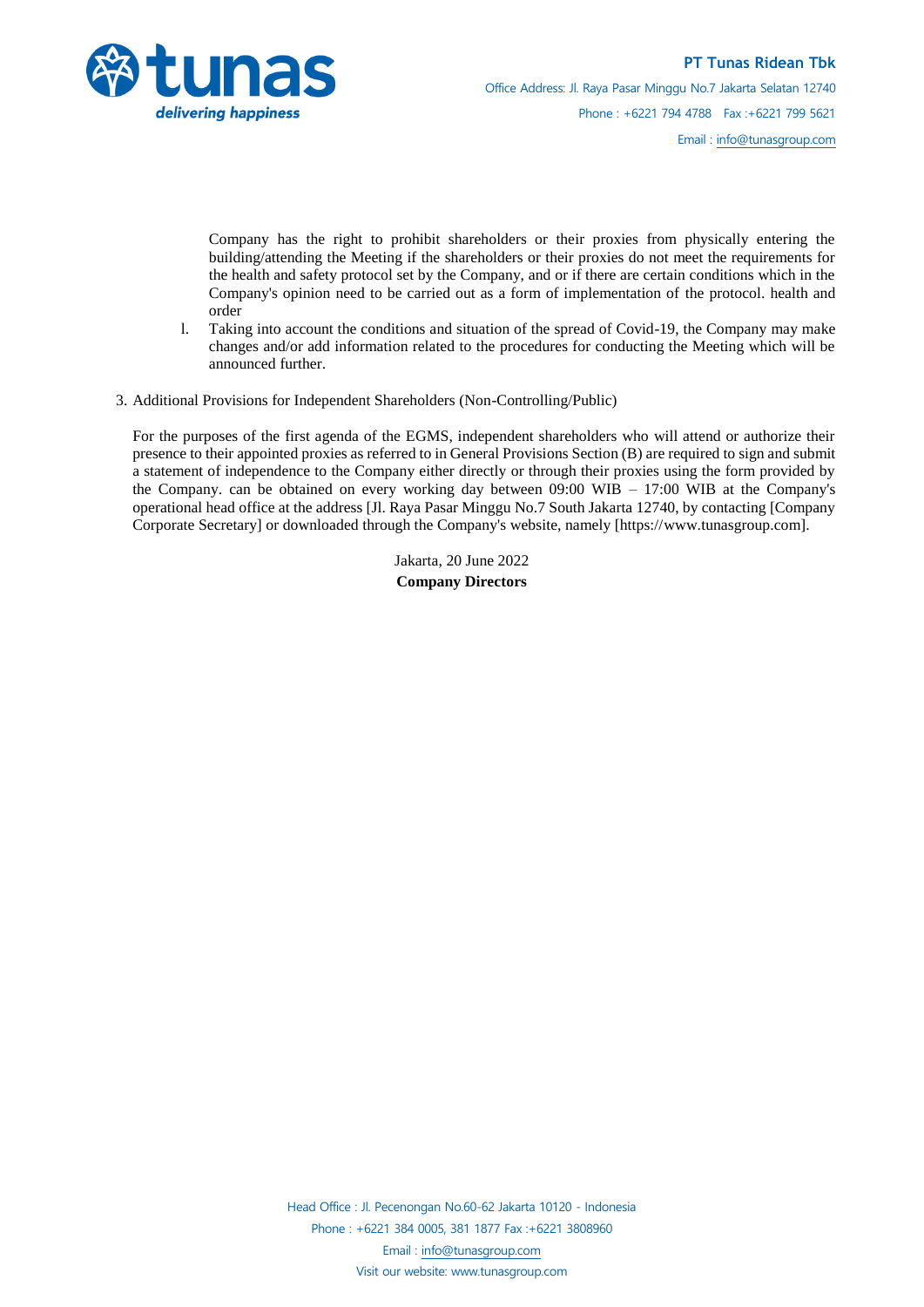Company has the right to prohibit shareholders or their proxies from physically entering the building/attending the Meeting if the shareholders or their proxies do not meet the requirements for the health and safety protocol set by the Company, and or if there are certain conditions which in the Company's opinion need to be carried out as a form of implementation of the protocol. health and order

l. Taking into account the conditions and situation of the spread of Covid-19, the Company may make changes and/or add information related to the procedures for conducting the Meeting which will be announced further.

3. Additional Provisions for Independent Shareholders (Non-Controlling/Public)

For the purposes of the first agenda of the EGMS, independent shareholders who will attend or authorize their presence to their appointed proxies as referred to in General Provisions Section (B) are required to sign and submit a statement of independence to the Company either directly or through their proxies using the form provided by the Company. can be obtained on every working day between 09:00 WIB – 17:00 WIB at the Company's operational head office at the address [Jl. Raya Pasar Minggu No.7 South Jakarta 12740, by contacting [Company Corporate Secretary] or downloaded through the Company's website, namely [https://www.tunasgroup.com].

Jakarta, 20 June 2022

**Company Directors**